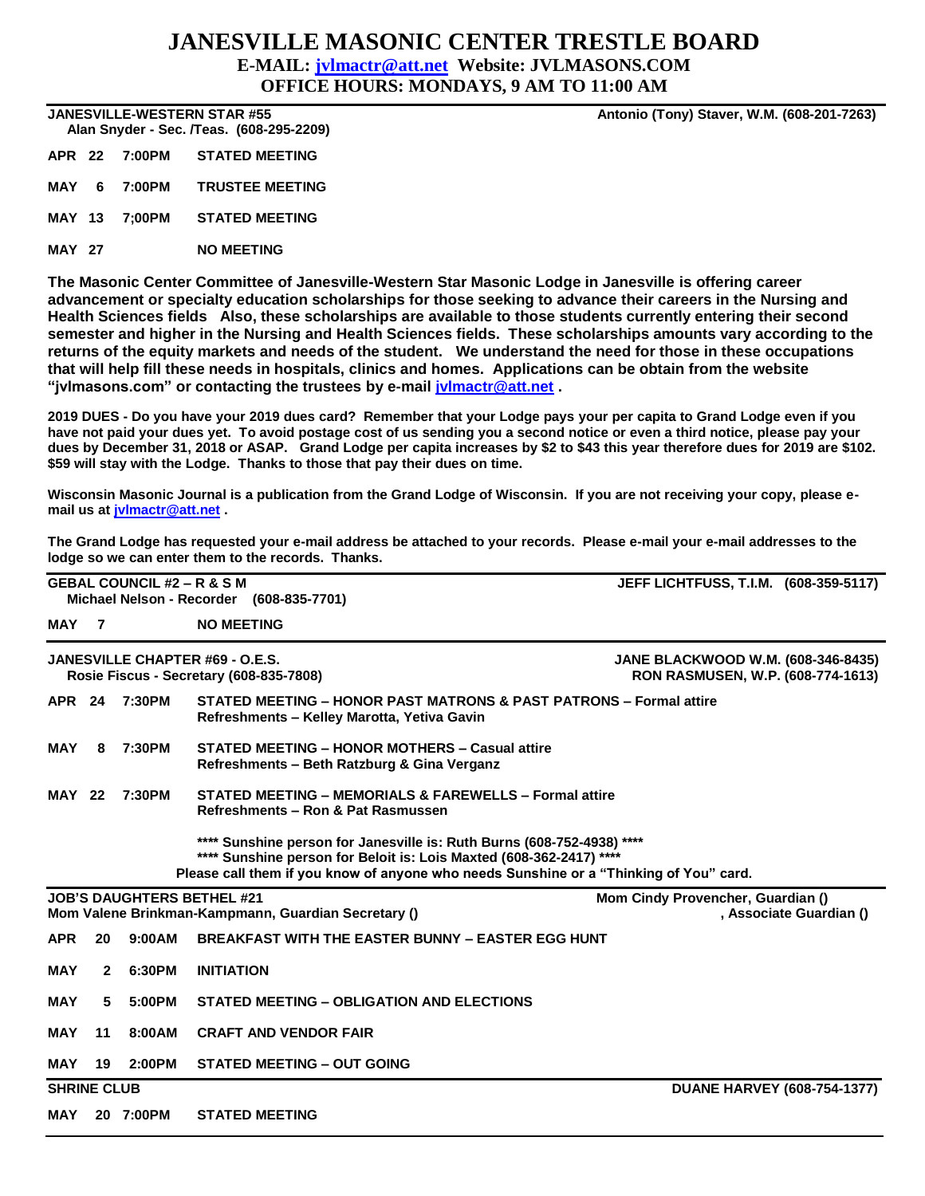# JANESVILLE MASONIC CENTER TRESTLE BOARD

**E-MAIL: [jvlmactr@att.net](mailto:jvlmactr@att.net) Website: JVLMASONS.COM**

**OFFICE HOURS: MONDAYS, 9 AM TO 11:00 AM**

---

**JANESVILLE-WESTERN STAR #55** — **Antonio (Tony) Staver, W.M. (608-201-7263)**

**Alan Snyder - Sec. /Teas. (608-295-2209)**

| | | |
|---|---|---|
| **APR 22** | **7:00PM** | **STATED MEETING** |
| **MAY 6** | **7:00PM** | **TRUSTEE MEETING** |
| **MAY 13** | **7;00PM** | **STATED MEETING** |
| **MAY 27** | | **NO MEETING** |

**The Masonic Center Committee of Janesville-Western Star Masonic Lodge in Janesville is offering career advancement or specialty education scholarships for those seeking to advance their careers in the Nursing and Health Sciences fields Also, these scholarships are available to those students currently entering their second semester and higher in the Nursing and Health Sciences fields. These scholarships amounts vary according to the returns of the equity markets and needs of the student. We understand the need for those in these occupations that will help fill these needs in hospitals, clinics and homes. Applications can be obtain from the website "jvlmasons.com" or contacting the trustees by e-mail [jvlmactr@att.net](mailto:jvlmactr@att.net) .**

**2019 DUES - Do you have your 2019 dues card? Remember that your Lodge pays your per capita to Grand Lodge even if you have not paid your dues yet. To avoid postage cost of us sending you a second notice or even a third notice, please pay your dues by December 31, 2018 or ASAP. Grand Lodge per capita increases by $2 to $43 this year therefore dues for 2019 are $102. $59 will stay with the Lodge. Thanks to those that pay their dues on time.**

**Wisconsin Masonic Journal is a publication from the Grand Lodge of Wisconsin. If you are not receiving your copy, please e-mail us at [jvlmactr@att.net](mailto:jvlmactr@att.net) .**

**The Grand Lodge has requested your e-mail address be attached to your records. Please e-mail your e-mail addresses to the lodge so we can enter them to the records. Thanks.**

---

**GEBAL COUNCIL #2 – R & S M** — **JEFF LICHTFUSS, T.I.M. (608-359-5117)**

**Michael Nelson - Recorder (608-835-7701)**

| | | |
|---|---|---|
| **MAY 7** | | **NO MEETING** |

---

**JANESVILLE CHAPTER #69 - O.E.S.** — **JANE BLACKWOOD W.M. (608-346-8435)**

**Rosie Fiscus - Secretary (608-835-7808)** — **RON RASMUSEN, W.P. (608-774-1613)**

| | | |
|---|---|---|
| **APR 24** | **7:30PM** | **STATED MEETING – HONOR PAST MATRONS & PAST PATRONS – Formal attire**<br>**Refreshments – Kelley Marotta, Yetiva Gavin** |
| **MAY 8** | **7:30PM** | **STATED MEETING – HONOR MOTHERS – Casual attire**<br>**Refreshments – Beth Ratzburg & Gina Verganz** |
| **MAY 22** | **7:30PM** | **STATED MEETING – MEMORIALS & FAREWELLS – Formal attire**<br>**Refreshments – Ron & Pat Rasmussen** |

**\*\*\*\* Sunshine person for Janesville is: Ruth Burns (608-752-4938) \*\*\*\***

**\*\*\*\* Sunshine person for Beloit is: Lois Maxted (608-362-2417) \*\*\*\***

**Please call them if you know of anyone who needs Sunshine or a "Thinking of You" card.**

---

**JOB'S DAUGHTERS BETHEL #21** — **Mom Cindy Provencher, Guardian ()**

**Mom Valene Brinkman-Kampmann, Guardian Secretary ()** — **, Associate Guardian ()**

| | | |
|---|---|---|
| **APR 20** | **9:00AM** | **BREAKFAST WITH THE EASTER BUNNY – EASTER EGG HUNT** |
| **MAY 2** | **6:30PM** | **INITIATION** |
| **MAY 5** | **5:00PM** | **STATED MEETING – OBLIGATION AND ELECTIONS** |
| **MAY 11** | **8:00AM** | **CRAFT AND VENDOR FAIR** |
| **MAY 19** | **2:00PM** | **STATED MEETING – OUT GOING** |

---

**SHRINE CLUB** — **DUANE HARVEY (608-754-1377)**

| | | |
|---|---|---|
| **MAY 20** | **7:00PM** | **STATED MEETING** |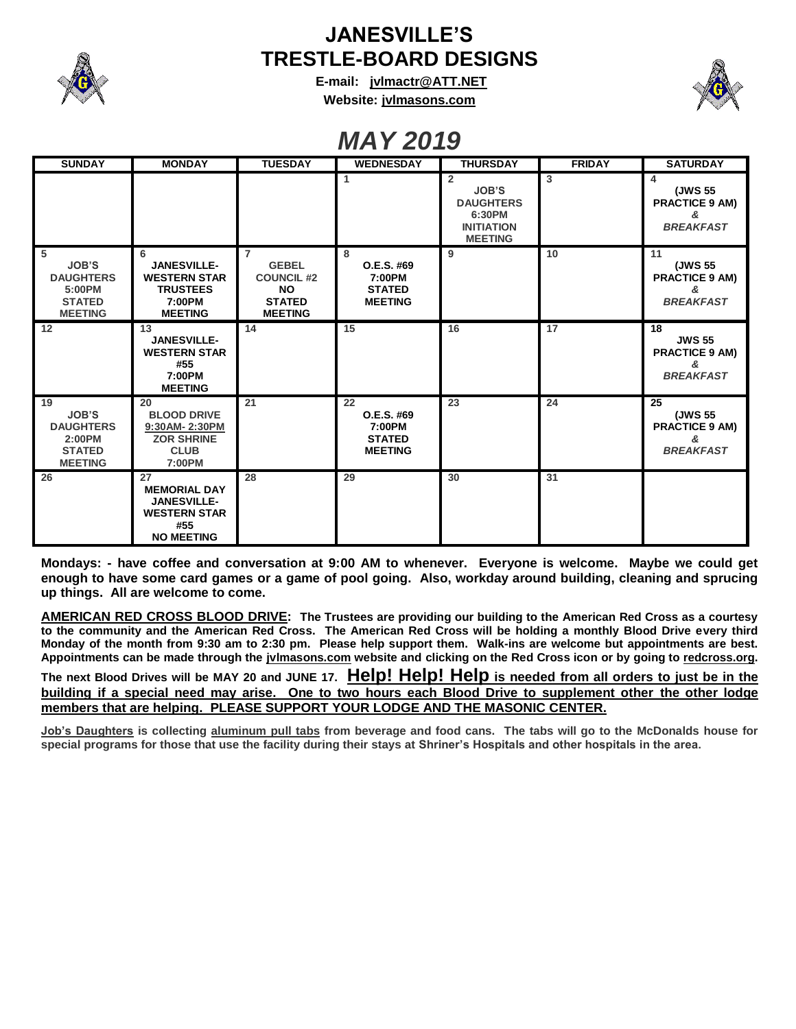# JANESVILLE'S TRESTLE-BOARD DESIGNS

**E-mail: jvlmactr@ATT.NET**

**Website: jvlmasons.com**

## *MAY 2019*

| SUNDAY | MONDAY | TUESDAY | WEDNESDAY | THURSDAY | FRIDAY | SATURDAY |
|---|---|---|---|---|---|---|
| | | | 1 | 2 JOB'S DAUGHTERS 6:30PM INITIATION MEETING | 3 | 4 (JWS 55 PRACTICE 9 AM) & *BREAKFAST* |
| 5 JOB'S DAUGHTERS 5:00PM STATED MEETING | 6 JANESVILLE-WESTERN STAR TRUSTEES 7:00PM MEETING | 7 GEBEL COUNCIL #2 NO STATED MEETING | 8 O.E.S. #69 7:00PM STATED MEETING | 9 | 10 | 11 (JWS 55 PRACTICE 9 AM) & *BREAKFAST* |
| 12 | 13 JANESVILLE-WESTERN STAR #55 7:00PM MEETING | 14 | 15 | 16 | 17 | 18 JWS 55 PRACTICE 9 AM) & *BREAKFAST* |
| 19 JOB'S DAUGHTERS 2:00PM STATED MEETING | 20 BLOOD DRIVE 9:30AM- 2:30PM ZOR SHRINE CLUB 7:00PM | 21 | 22 O.E.S. #69 7:00PM STATED MEETING | 23 | 24 | 25 (JWS 55 PRACTICE 9 AM) & *BREAKFAST* |
| 26 | 27 MEMORIAL DAY JANESVILLE-WESTERN STAR #55 NO MEETING | 28 | 29 | 30 | 31 | |

**Mondays: - have coffee and conversation at 9:00 AM to whenever. Everyone is welcome. Maybe we could get enough to have some card games or a game of pool going. Also, workday around building, cleaning and sprucing up things. All are welcome to come.**

**AMERICAN RED CROSS BLOOD DRIVE: The Trustees are providing our building to the American Red Cross as a courtesy to the community and the American Red Cross. The American Red Cross will be holding a monthly Blood Drive every third Monday of the month from 9:30 am to 2:30 pm. Please help support them. Walk-ins are welcome but appointments are best. Appointments can be made through the jvlmasons.com website and clicking on the Red Cross icon or by going to redcross.org.**

**The next Blood Drives will be MAY 20 and JUNE 17. Help! Help! Help is needed from all orders to just be in the building if a special need may arise. One to two hours each Blood Drive to supplement other the other lodge members that are helping. PLEASE SUPPORT YOUR LODGE AND THE MASONIC CENTER.**

**Job's Daughters is collecting aluminum pull tabs from beverage and food cans. The tabs will go to the McDonalds house for special programs for those that use the facility during their stays at Shriner's Hospitals and other hospitals in the area.**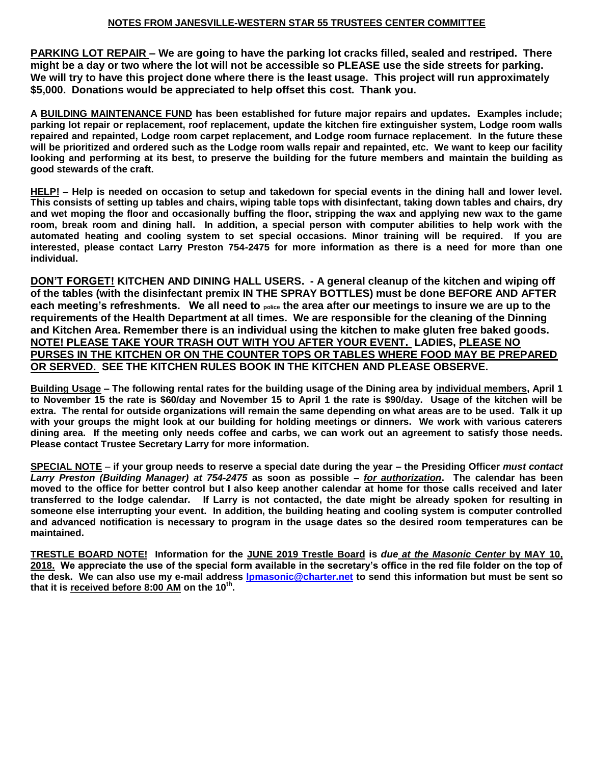## NOTES FROM JANESVILLE-WESTERN STAR 55 TRUSTEES CENTER COMMITTEE

**PARKING LOT REPAIR – We are going to have the parking lot cracks filled, sealed and restriped. There might be a day or two where the lot will not be accessible so PLEASE use the side streets for parking. We will try to have this project done where there is the least usage. This project will run approximately $5,000. Donations would be appreciated to help offset this cost. Thank you.**

**A BUILDING MAINTENANCE FUND has been established for future major repairs and updates. Examples include; parking lot repair or replacement, roof replacement, update the kitchen fire extinguisher system, Lodge room walls repaired and repainted, Lodge room carpet replacement, and Lodge room furnace replacement. In the future these will be prioritized and ordered such as the Lodge room walls repair and repainted, etc. We want to keep our facility looking and performing at its best, to preserve the building for the future members and maintain the building as good stewards of the craft.**

**HELP! – Help is needed on occasion to setup and takedown for special events in the dining hall and lower level. This consists of setting up tables and chairs, wiping table tops with disinfectant, taking down tables and chairs, dry and wet moping the floor and occasionally buffing the floor, stripping the wax and applying new wax to the game room, break room and dining hall. In addition, a special person with computer abilities to help work with the automated heating and cooling system to set special occasions. Minor training will be required. If you are interested, please contact Larry Preston 754-2475 for more information as there is a need for more than one individual.**

**DON'T FORGET! KITCHEN AND DINING HALL USERS. - A general cleanup of the kitchen and wiping off of the tables (with the disinfectant premix IN THE SPRAY BOTTLES) must be done BEFORE AND AFTER each meeting's refreshments. We all need to police the area after our meetings to insure we are up to the requirements of the Health Department at all times. We are responsible for the cleaning of the Dinning and Kitchen Area. Remember there is an individual using the kitchen to make gluten free baked goods. NOTE! PLEASE TAKE YOUR TRASH OUT WITH YOU AFTER YOUR EVENT. LADIES, PLEASE NO PURSES IN THE KITCHEN OR ON THE COUNTER TOPS OR TABLES WHERE FOOD MAY BE PREPARED OR SERVED. SEE THE KITCHEN RULES BOOK IN THE KITCHEN AND PLEASE OBSERVE.**

**Building Usage – The following rental rates for the building usage of the Dining area by individual members, April 1 to November 15 the rate is $60/day and November 15 to April 1 the rate is $90/day. Usage of the kitchen will be extra. The rental for outside organizations will remain the same depending on what areas are to be used. Talk it up with your groups the might look at our building for holding meetings or dinners. We work with various caterers dining area. If the meeting only needs coffee and carbs, we can work out an agreement to satisfy those needs. Please contact Trustee Secretary Larry for more information.**

**SPECIAL NOTE – if your group needs to reserve a special date during the year – the Presiding Officer *must contact Larry Preston (Building Manager) at 754-2475* as soon as possible – *for authorization*. The calendar has been moved to the office for better control but I also keep another calendar at home for those calls received and later transferred to the lodge calendar. If Larry is not contacted, the date might be already spoken for resulting in someone else interrupting your event. In addition, the building heating and cooling system is computer controlled and advanced notification is necessary to program in the usage dates so the desired room temperatures can be maintained.**

**TRESTLE BOARD NOTE! Information for the JUNE 2019 Trestle Board is *due at the Masonic Center* by MAY 10, 2018. We appreciate the use of the special form available in the secretary's office in the red file folder on the top of the desk. We can also use my e-mail address lpmasonic@charter.net to send this information but must be sent so that it is received before 8:00 AM on the 10th.**